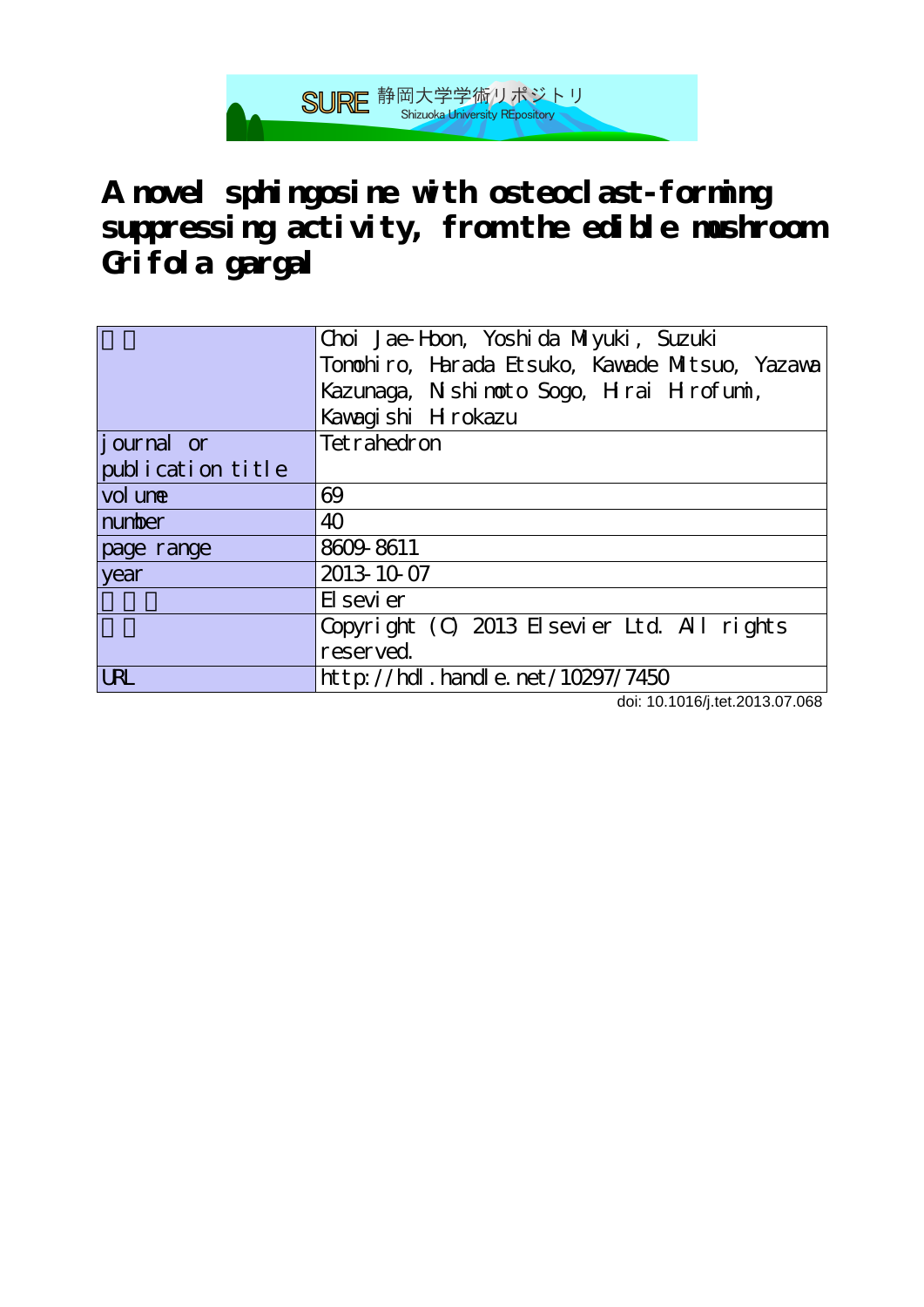SURE 静岡大学学術リポジトリ
Shizuoka University REpository

# A novel sphingosine with osteoclast-forming suppressing activity, from the edible mushroom Grifola gargal

| | |
|---|---|
| 著者 | Choi Jae-Hoon, Yoshida Miyuki, Suzuki Tomohiro, Harada Etsuko, Kawade Mitsuo, Yazawa Kazunaga, Nishimoto Sogo, Hirai Hirofumi, Kawagishi Hirokazu |
| journal or publication title | Tetrahedron |
| volume | 69 |
| number | 40 |
| page range | 8609-8611 |
| year | 2013-10-07 |
| 出版者 | Elsevier |
| 権利 | Copyright (C) 2013 Elsevier Ltd. All rights reserved. |
| URL | http://hdl.handle.net/10297/7450 |

doi: 10.1016/j.tet.2013.07.068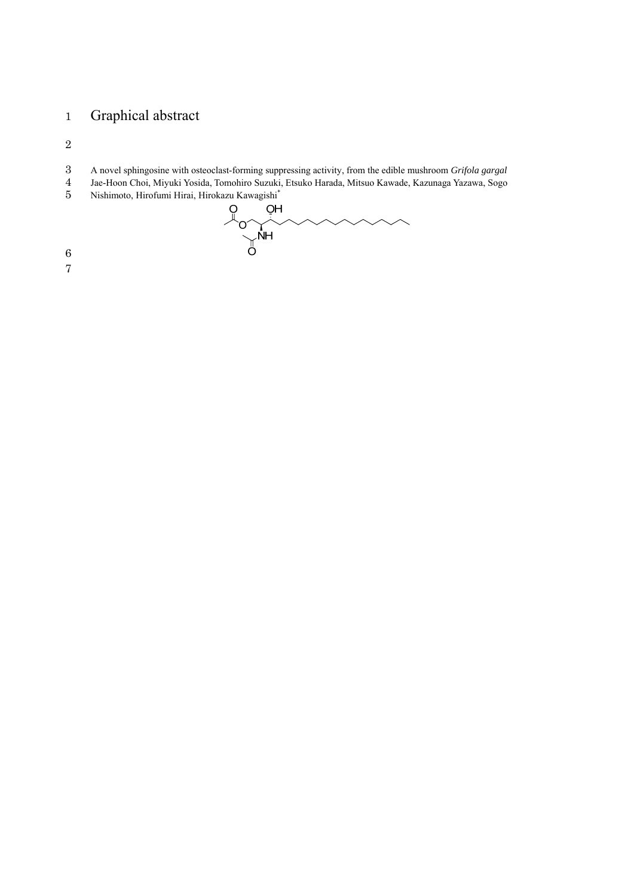# Graphical abstract

A novel sphingosine with osteoclast-forming suppressing activity, from the edible mushroom *Grifola gargal*

Jae-Hoon Choi, Miyuki Yosida, Tomohiro Suzuki, Etsuko Harada, Mitsuo Kawade, Kazunaga Yazawa, Sogo Nishimoto, Hirofumi Hirai, Hirokazu Kawagishi*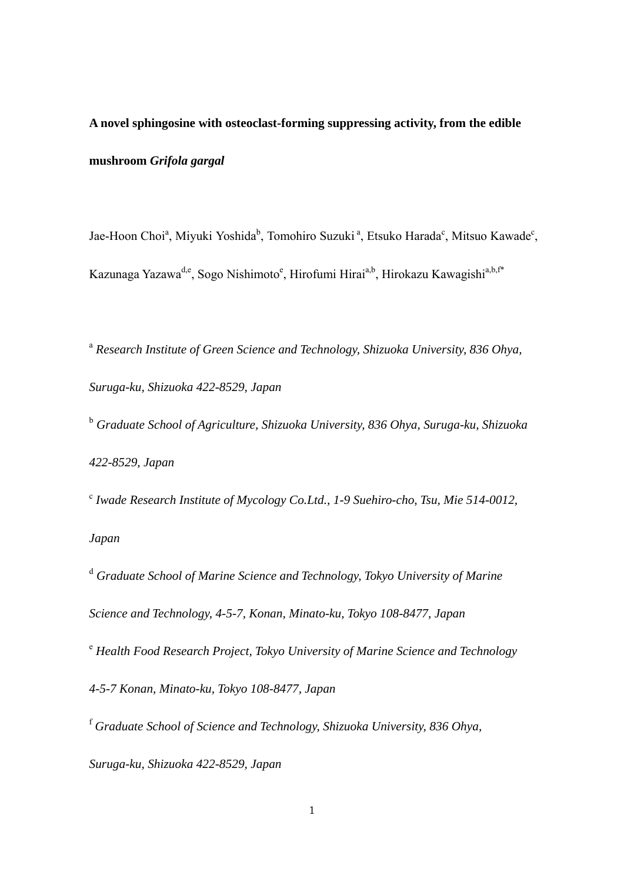**A novel sphingosine with osteoclast-forming suppressing activity, from the edible mushroom *Grifola gargal***

Jae-Hoon Choi[a], Miyuki Yoshida[b], Tomohiro Suzuki[a], Etsuko Harada[c], Mitsuo Kawade[c], Kazunaga Yazawa[d,e], Sogo Nishimoto[e], Hirofumi Hirai[a,b], Hirokazu Kawagishi[a,b,f*]

[a] *Research Institute of Green Science and Technology, Shizuoka University, 836 Ohya, Suruga-ku, Shizuoka 422-8529, Japan*

[b] *Graduate School of Agriculture, Shizuoka University, 836 Ohya, Suruga-ku, Shizuoka 422-8529, Japan*

[c] *Iwade Research Institute of Mycology Co.Ltd., 1-9 Suehiro-cho, Tsu, Mie 514-0012, Japan*

[d] *Graduate School of Marine Science and Technology, Tokyo University of Marine Science and Technology, 4-5-7, Konan, Minato-ku, Tokyo 108-8477, Japan*

[e] *Health Food Research Project, Tokyo University of Marine Science and Technology 4-5-7 Konan, Minato-ku, Tokyo 108-8477, Japan*

[f] *Graduate School of Science and Technology, Shizuoka University, 836 Ohya, Suruga-ku, Shizuoka 422-8529, Japan*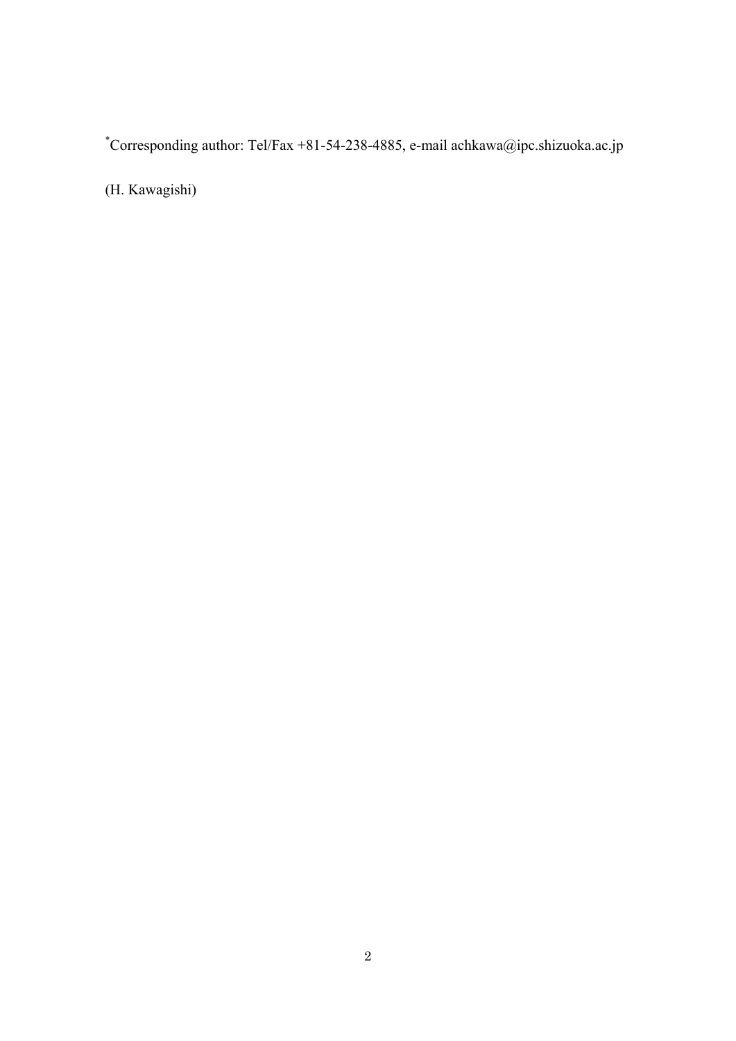*Corresponding author: Tel/Fax +81-54-238-4885, e-mail achkawa@ipc.shizuoka.ac.jp

(H. Kawagishi)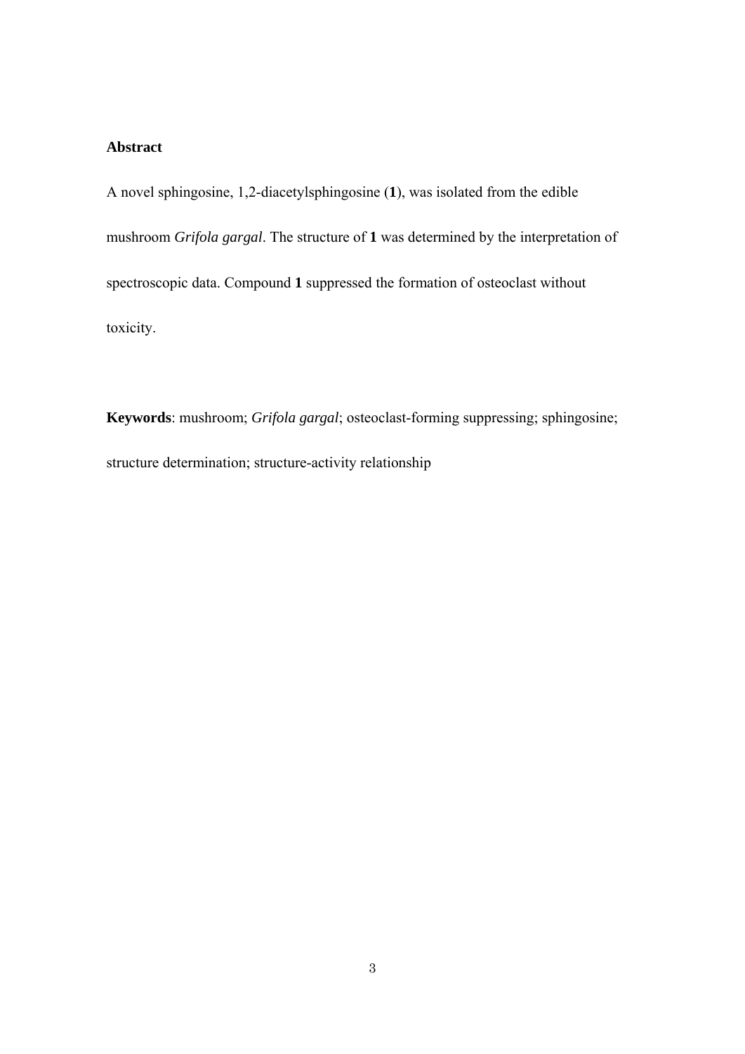## Abstract

A novel sphingosine, 1,2-diacetylsphingosine (**1**), was isolated from the edible mushroom *Grifola gargal*. The structure of **1** was determined by the interpretation of spectroscopic data. Compound **1** suppressed the formation of osteoclast without toxicity.

**Keywords**: mushroom; *Grifola gargal*; osteoclast-forming suppressing; sphingosine; structure determination; structure-activity relationship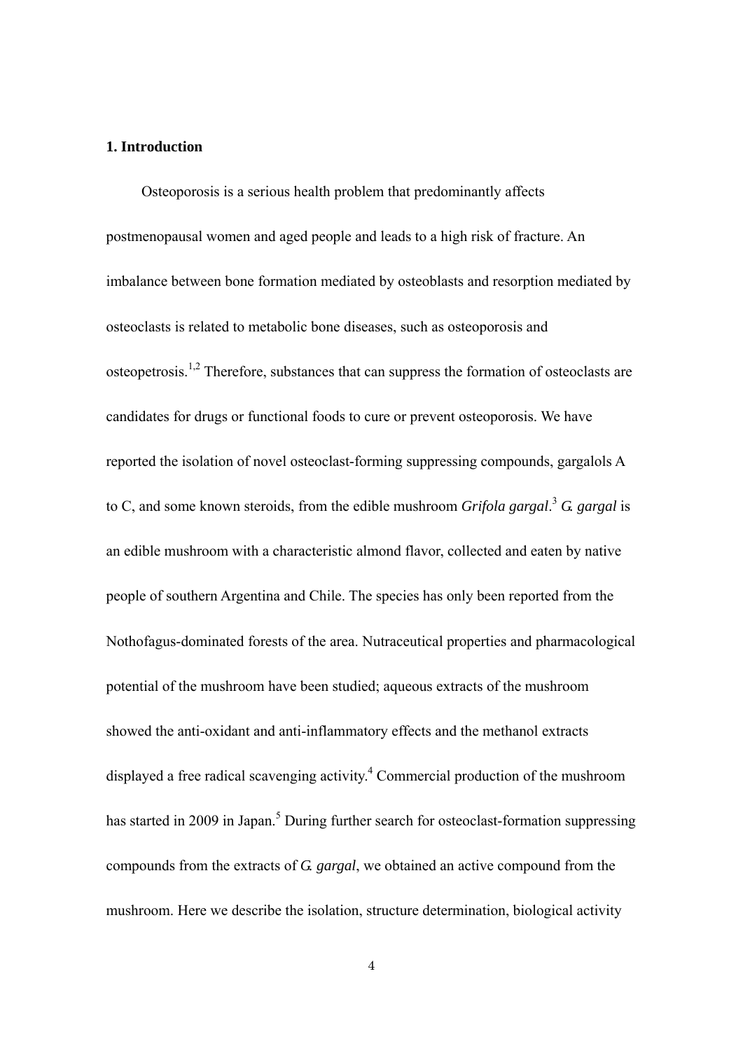## 1. Introduction

Osteoporosis is a serious health problem that predominantly affects postmenopausal women and aged people and leads to a high risk of fracture. An imbalance between bone formation mediated by osteoblasts and resorption mediated by osteoclasts is related to metabolic bone diseases, such as osteoporosis and osteopetrosis.[1,2] Therefore, substances that can suppress the formation of osteoclasts are candidates for drugs or functional foods to cure or prevent osteoporosis. We have reported the isolation of novel osteoclast-forming suppressing compounds, gargalols A to C, and some known steroids, from the edible mushroom *Grifola gargal*.[3] *G. gargal* is an edible mushroom with a characteristic almond flavor, collected and eaten by native people of southern Argentina and Chile. The species has only been reported from the Nothofagus-dominated forests of the area. Nutraceutical properties and pharmacological potential of the mushroom have been studied; aqueous extracts of the mushroom showed the anti-oxidant and anti-inflammatory effects and the methanol extracts displayed a free radical scavenging activity.[4] Commercial production of the mushroom has started in 2009 in Japan.[5] During further search for osteoclast-formation suppressing compounds from the extracts of *G. gargal*, we obtained an active compound from the mushroom. Here we describe the isolation, structure determination, biological activity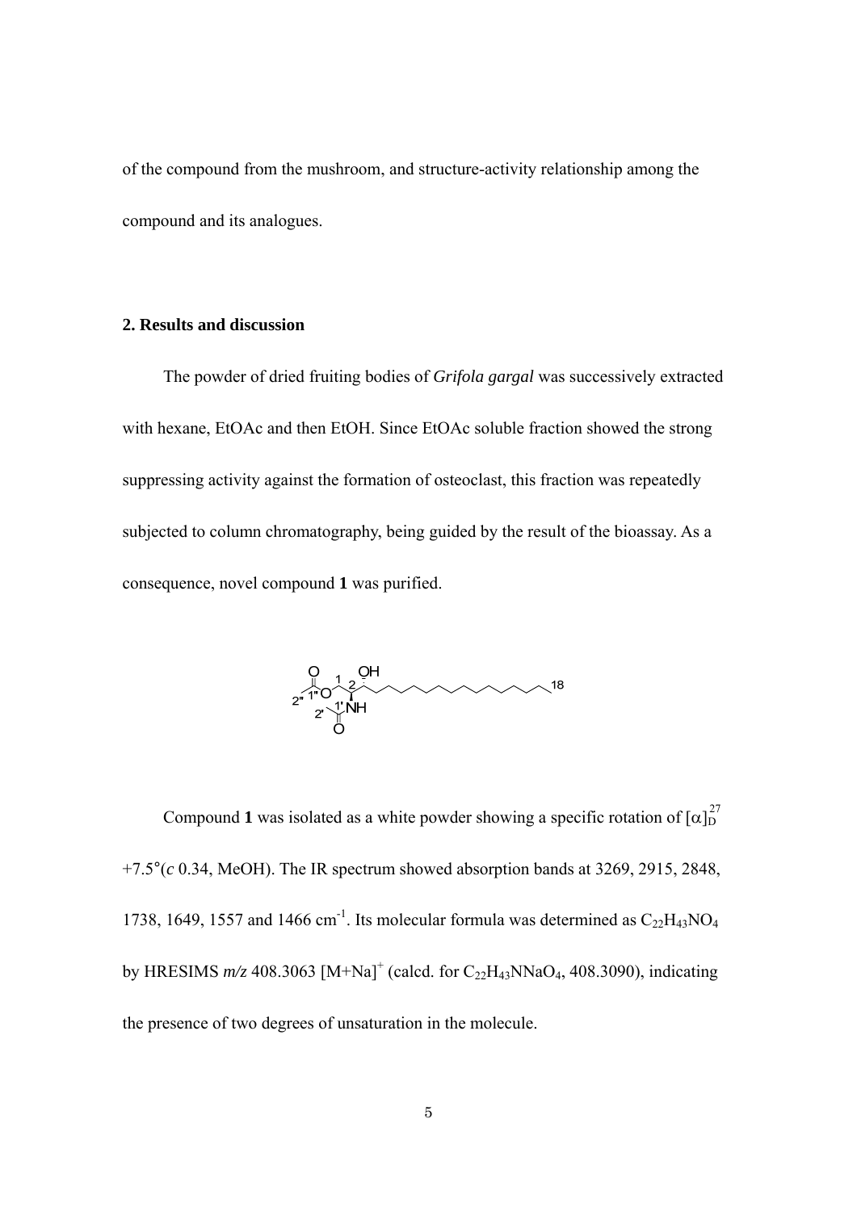of the compound from the mushroom, and structure-activity relationship among the compound and its analogues.

## 2. Results and discussion

The powder of dried fruiting bodies of *Grifola gargal* was successively extracted with hexane, EtOAc and then EtOH. Since EtOAc soluble fraction showed the strong suppressing activity against the formation of osteoclast, this fraction was repeatedly subjected to column chromatography, being guided by the result of the bioassay. As a consequence, novel compound **1** was purified.

Compound **1** was isolated as a white powder showing a specific rotation of $[\alpha]_D^{27}$ +7.5°(*c* 0.34, MeOH). The IR spectrum showed absorption bands at 3269, 2915, 2848, 1738, 1649, 1557 and 1466 cm$^{-1}$. Its molecular formula was determined as $C_{22}H_{43}NO_4$ by HRESIMS *m/z* 408.3063 $[M+Na]^+$ (calcd. for $C_{22}H_{43}NNaO_4$, 408.3090), indicating the presence of two degrees of unsaturation in the molecule.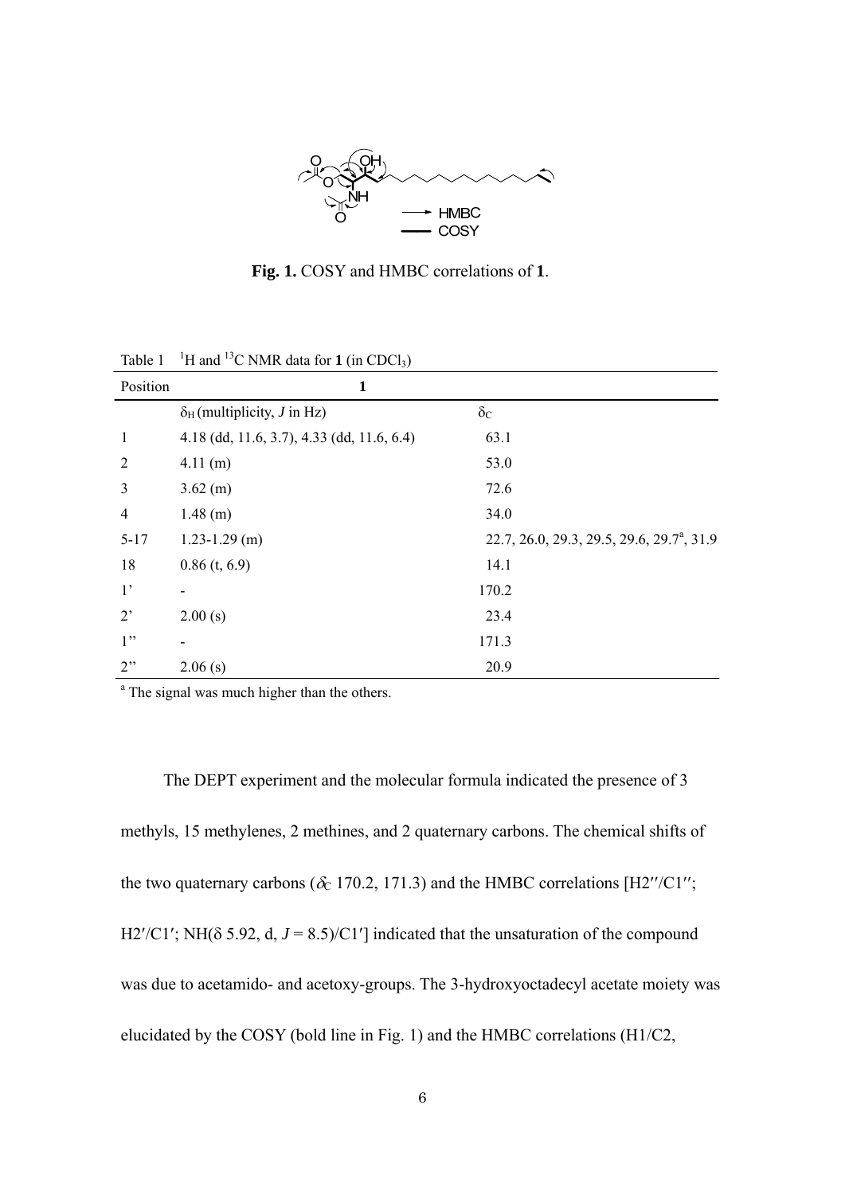**Fig. 1.** COSY and HMBC correlations of **1**.

Table 1 $^{1}H$ and $^{13}C$ NMR data for **1** (in $CDCl_3$)

| Position | **1** | |
|---|---|---|
| | $\delta_H$ (multiplicity, *J* in Hz) | $\delta_C$ |
| 1 | 4.18 (dd, 11.6, 3.7), 4.33 (dd, 11.6, 6.4) | 63.1 |
| 2 | 4.11 (m) | 53.0 |
| 3 | 3.62 (m) | 72.6 |
| 4 | 1.48 (m) | 34.0 |
| 5-17 | 1.23-1.29 (m) | 22.7, 26.0, 29.3, 29.5, 29.6, 29.7[a], 31.9 |
| 18 | 0.86 (t, 6.9) | 14.1 |
| 1' | - | 170.2 |
| 2' | 2.00 (s) | 23.4 |
| 1'' | - | 171.3 |
| 2'' | 2.06 (s) | 20.9 |

[a] The signal was much higher than the others.

The DEPT experiment and the molecular formula indicated the presence of 3 methyls, 15 methylenes, 2 methines, and 2 quaternary carbons. The chemical shifts of the two quaternary carbons ($\delta_C$ 170.2, 171.3) and the HMBC correlations [H2′′/C1′′; H2′/C1′; NH($\delta$ 5.92, d, $J$ = 8.5)/C1′] indicated that the unsaturation of the compound was due to acetamido- and acetoxy-groups. The 3-hydroxyoctadecyl acetate moiety was elucidated by the COSY (bold line in Fig. 1) and the HMBC correlations (H1/C2,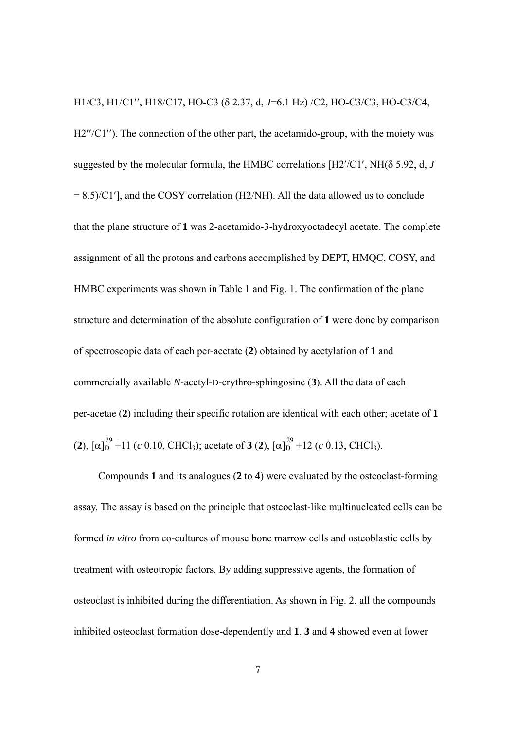H1/C3, H1/C1′′, H18/C17, HO-C3 (δ 2.37, d, *J*=6.1 Hz) /C2, HO-C3/C3, HO-C3/C4, H2′′/C1′′). The connection of the other part, the acetamido-group, with the moiety was suggested by the molecular formula, the HMBC correlations [H2′/C1′, NH(δ 5.92, d, *J* = 8.5)/C1′], and the COSY correlation (H2/NH). All the data allowed us to conclude that the plane structure of **1** was 2-acetamido-3-hydroxyoctadecyl acetate. The complete assignment of all the protons and carbons accomplished by DEPT, HMQC, COSY, and HMBC experiments was shown in Table 1 and Fig. 1. The confirmation of the plane structure and determination of the absolute configuration of **1** were done by comparison of spectroscopic data of each per-acetate (**2**) obtained by acetylation of **1** and commercially available *N*-acetyl-D-erythro-sphingosine (**3**). All the data of each per-acetae (**2**) including their specific rotation are identical with each other; acetate of **1** (**2**), $[\alpha]_D^{29}$ +11 (*c* 0.10, $CHCl_3$); acetate of **3** (**2**), $[\alpha]_D^{29}$ +12 (*c* 0.13, $CHCl_3$).

Compounds **1** and its analogues (**2** to **4**) were evaluated by the osteoclast-forming assay. The assay is based on the principle that osteoclast-like multinucleated cells can be formed *in vitro* from co-cultures of mouse bone marrow cells and osteoblastic cells by treatment with osteotropic factors. By adding suppressive agents, the formation of osteoclast is inhibited during the differentiation. As shown in Fig. 2, all the compounds inhibited osteoclast formation dose-dependently and **1**, **3** and **4** showed even at lower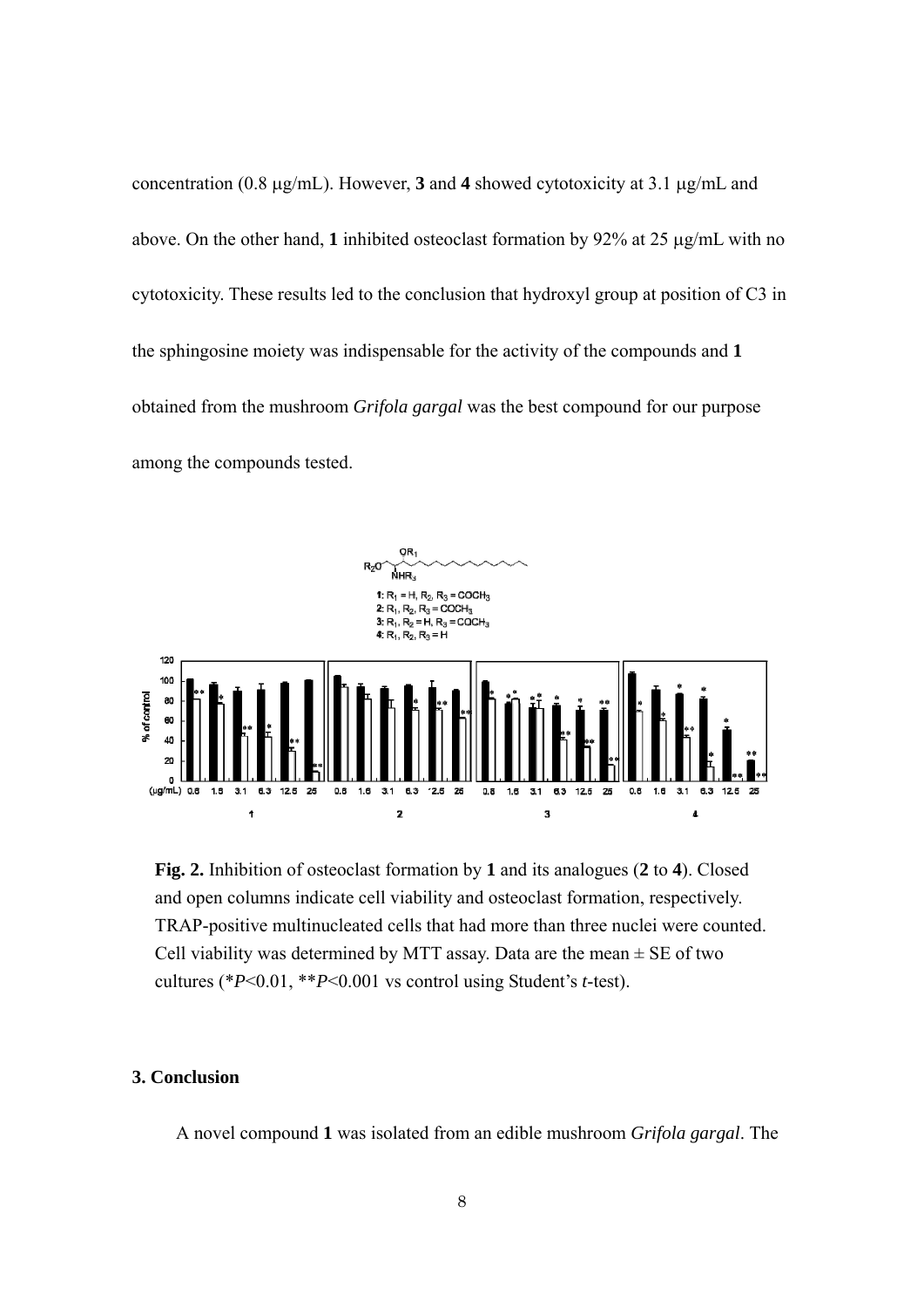concentration (0.8 μg/mL). However, **3** and **4** showed cytotoxicity at 3.1 μg/mL and above. On the other hand, **1** inhibited osteoclast formation by 92% at 25 μg/mL with no cytotoxicity. These results led to the conclusion that hydroxyl group at position of C3 in the sphingosine moiety was indispensable for the activity of the compounds and **1** obtained from the mushroom *Grifola gargal* was the best compound for our purpose among the compounds tested.

**Fig. 2.** Inhibition of osteoclast formation by **1** and its analogues (**2** to **4**). Closed and open columns indicate cell viability and osteoclast formation, respectively. TRAP-positive multinucleated cells that had more than three nuclei were counted. Cell viability was determined by MTT assay. Data are the mean ± SE of two cultures (\**P*<0.01, \*\**P*<0.001 vs control using Student's *t*-test).

### 3. Conclusion

A novel compound **1** was isolated from an edible mushroom *Grifola gargal*. The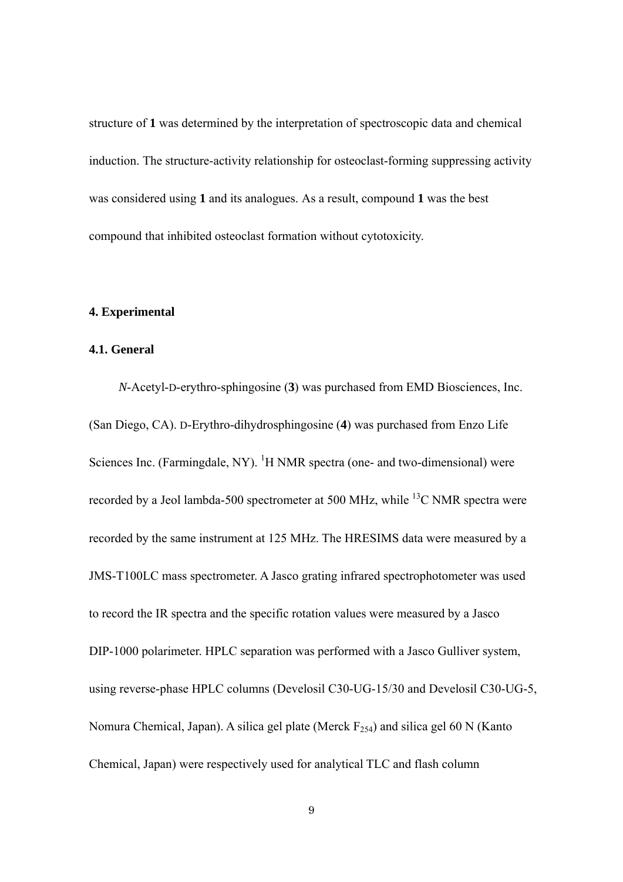structure of **1** was determined by the interpretation of spectroscopic data and chemical induction. The structure-activity relationship for osteoclast-forming suppressing activity was considered using **1** and its analogues. As a result, compound **1** was the best compound that inhibited osteoclast formation without cytotoxicity.

## 4. Experimental

### 4.1. General

*N*-Acetyl-D-erythro-sphingosine (**3**) was purchased from EMD Biosciences, Inc. (San Diego, CA). D-Erythro-dihydrosphingosine (**4**) was purchased from Enzo Life Sciences Inc. (Farmingdale, NY). $^{1}$H NMR spectra (one- and two-dimensional) were recorded by a Jeol lambda-500 spectrometer at 500 MHz, while $^{13}$C NMR spectra were recorded by the same instrument at 125 MHz. The HRESIMS data were measured by a JMS-T100LC mass spectrometer. A Jasco grating infrared spectrophotometer was used to record the IR spectra and the specific rotation values were measured by a Jasco DIP-1000 polarimeter. HPLC separation was performed with a Jasco Gulliver system, using reverse-phase HPLC columns (Develosil C30-UG-15/30 and Develosil C30-UG-5, Nomura Chemical, Japan). A silica gel plate (Merck $F_{254}$) and silica gel 60 N (Kanto Chemical, Japan) were respectively used for analytical TLC and flash column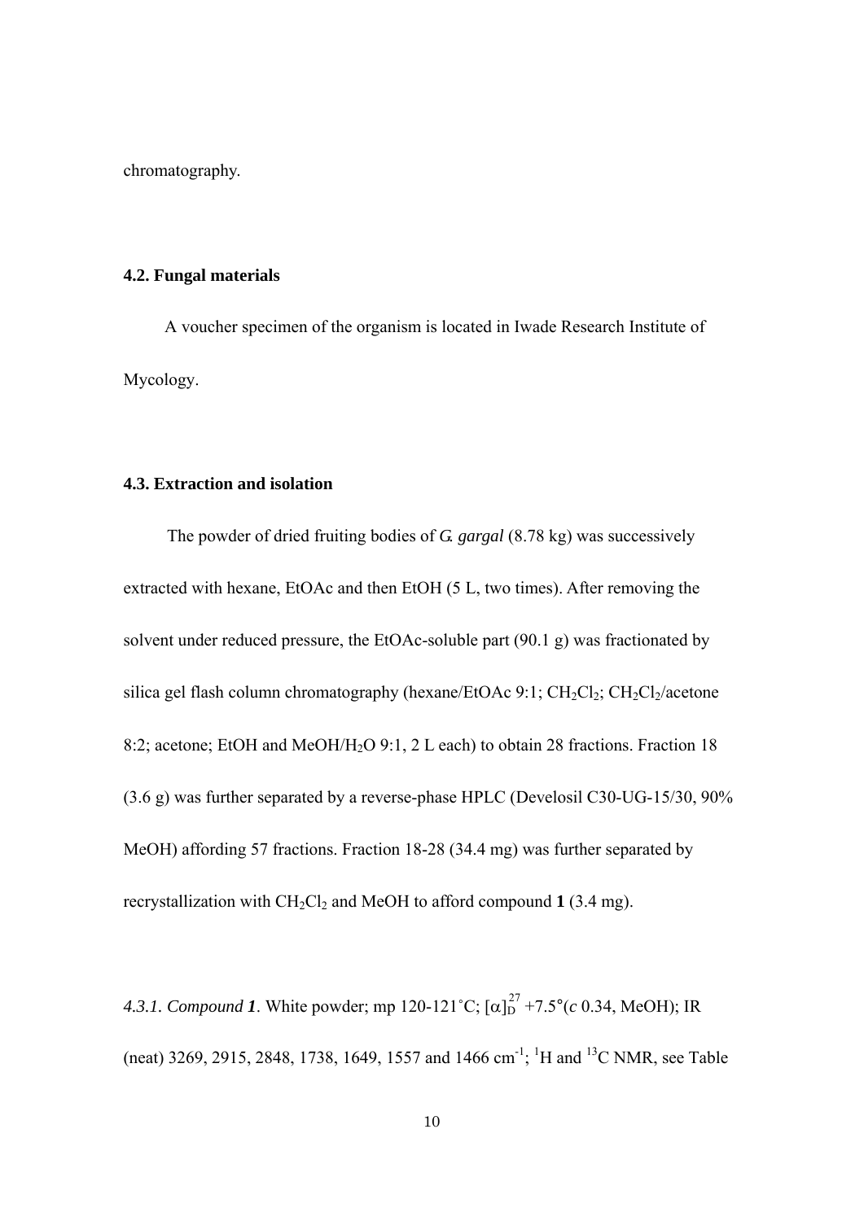chromatography.

### 4.2. Fungal materials

A voucher specimen of the organism is located in Iwade Research Institute of Mycology.

### 4.3. Extraction and isolation

The powder of dried fruiting bodies of *G. gargal* (8.78 kg) was successively extracted with hexane, EtOAc and then EtOH (5 L, two times). After removing the solvent under reduced pressure, the EtOAc-soluble part (90.1 g) was fractionated by silica gel flash column chromatography (hexane/EtOAc 9:1; $CH_2Cl_2$; $CH_2Cl_2$/acetone 8:2; acetone; EtOH and MeOH/$H_2O$ 9:1, 2 L each) to obtain 28 fractions. Fraction 18 (3.6 g) was further separated by a reverse-phase HPLC (Develosil C30-UG-15/30, 90% MeOH) affording 57 fractions. Fraction 18-28 (34.4 mg) was further separated by recrystallization with $CH_2Cl_2$ and MeOH to afford compound **1** (3.4 mg).

*4.3.1. Compound **1***. White powder; mp 120-121˚C; $[\alpha]_D^{27}$ +7.5°(*c* 0.34, MeOH); IR (neat) 3269, 2915, 2848, 1738, 1649, 1557 and 1466 cm$^{-1}$; $^1$H and $^{13}$C NMR, see Table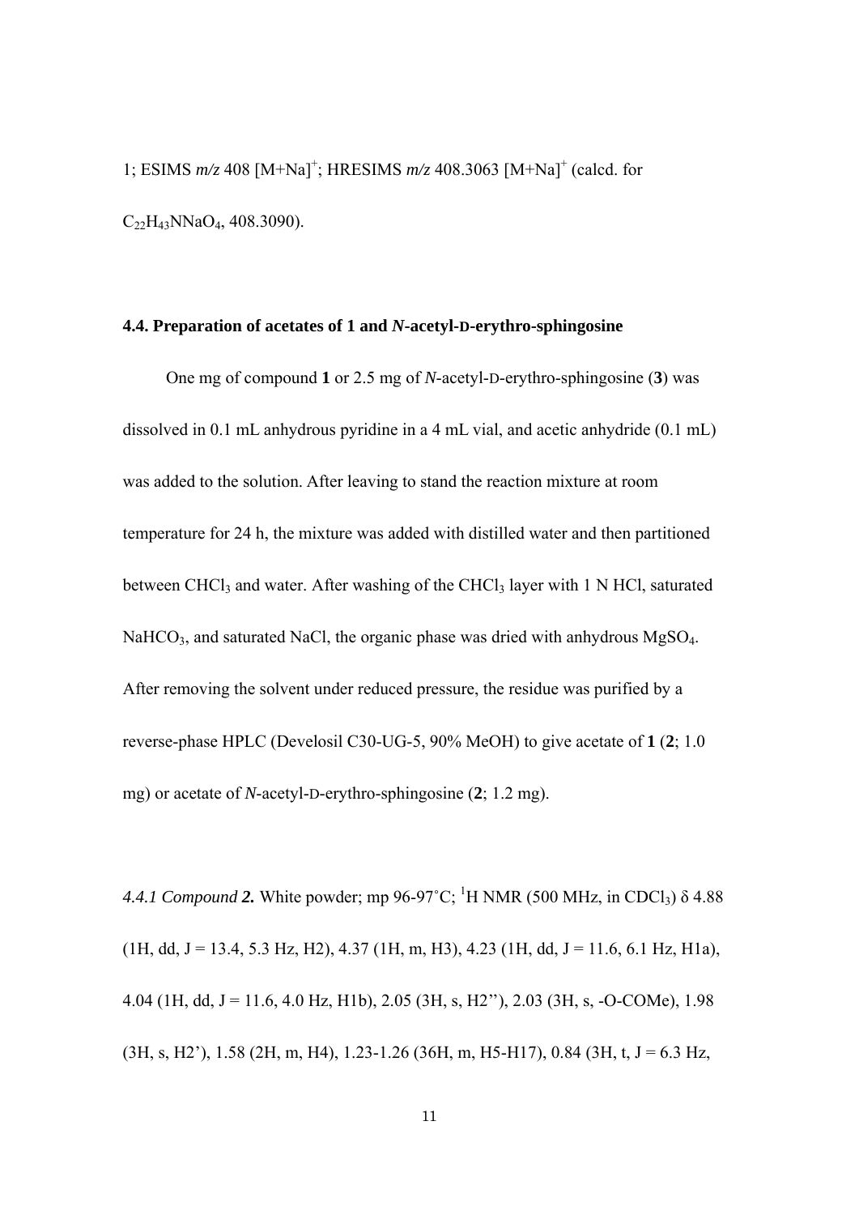1; ESIMS *m/z* 408 $[M+Na]^+$; HRESIMS *m/z* 408.3063 $[M+Na]^+$ (calcd. for $C_{22}H_{43}NNaO_4$, 408.3090).

### 4.4. Preparation of acetates of 1 and *N*-acetyl-D-erythro-sphingosine

One mg of compound **1** or 2.5 mg of *N*-acetyl-D-erythro-sphingosine (**3**) was dissolved in 0.1 mL anhydrous pyridine in a 4 mL vial, and acetic anhydride (0.1 mL) was added to the solution. After leaving to stand the reaction mixture at room temperature for 24 h, the mixture was added with distilled water and then partitioned between $CHCl_3$ and water. After washing of the $CHCl_3$ layer with 1 N HCl, saturated $NaHCO_3$, and saturated NaCl, the organic phase was dried with anhydrous $MgSO_4$. After removing the solvent under reduced pressure, the residue was purified by a reverse-phase HPLC (Develosil C30-UG-5, 90% MeOH) to give acetate of **1** (**2**; 1.0 mg) or acetate of *N*-acetyl-D-erythro-sphingosine (**2**; 1.2 mg).

*4.4.1 Compound **2**.* White powder; mp 96-97˚C; $^1$H NMR (500 MHz, in $CDCl_3$) δ 4.88 (1H, dd, J = 13.4, 5.3 Hz, H2), 4.37 (1H, m, H3), 4.23 (1H, dd, J = 11.6, 6.1 Hz, H1a), 4.04 (1H, dd, J = 11.6, 4.0 Hz, H1b), 2.05 (3H, s, H2’’), 2.03 (3H, s, -O-COMe), 1.98 (3H, s, H2’), 1.58 (2H, m, H4), 1.23-1.26 (36H, m, H5-H17), 0.84 (3H, t, J = 6.3 Hz,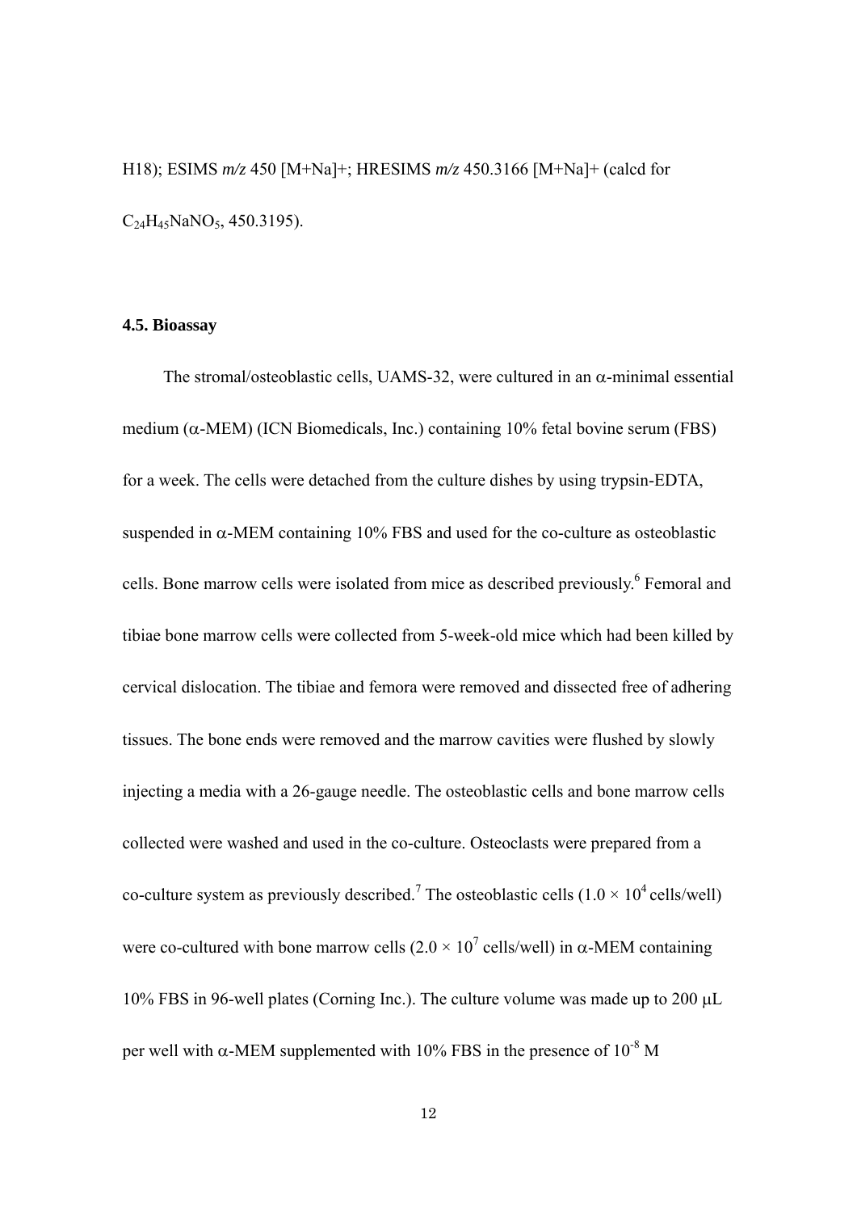H18); ESIMS *m/z* 450 [M+Na]+; HRESIMS *m/z* 450.3166 [M+Na]+ (calcd for $C_{24}H_{45}NaNO_5$, 450.3195).

### 4.5. Bioassay

The stromal/osteoblastic cells, UAMS-32, were cultured in an $\alpha$-minimal essential medium ($\alpha$-MEM) (ICN Biomedicals, Inc.) containing 10% fetal bovine serum (FBS) for a week. The cells were detached from the culture dishes by using trypsin-EDTA, suspended in $\alpha$-MEM containing 10% FBS and used for the co-culture as osteoblastic cells. Bone marrow cells were isolated from mice as described previously.[6] Femoral and tibiae bone marrow cells were collected from 5-week-old mice which had been killed by cervical dislocation. The tibiae and femora were removed and dissected free of adhering tissues. The bone ends were removed and the marrow cavities were flushed by slowly injecting a media with a 26-gauge needle. The osteoblastic cells and bone marrow cells collected were washed and used in the co-culture. Osteoclasts were prepared from a co-culture system as previously described.[7] The osteoblastic cells ($1.0 \times 10^4$ cells/well) were co-cultured with bone marrow cells ($2.0 \times 10^7$ cells/well) in $\alpha$-MEM containing 10% FBS in 96-well plates (Corning Inc.). The culture volume was made up to 200 $\mu$L per well with $\alpha$-MEM supplemented with 10% FBS in the presence of $10^{-8}$ M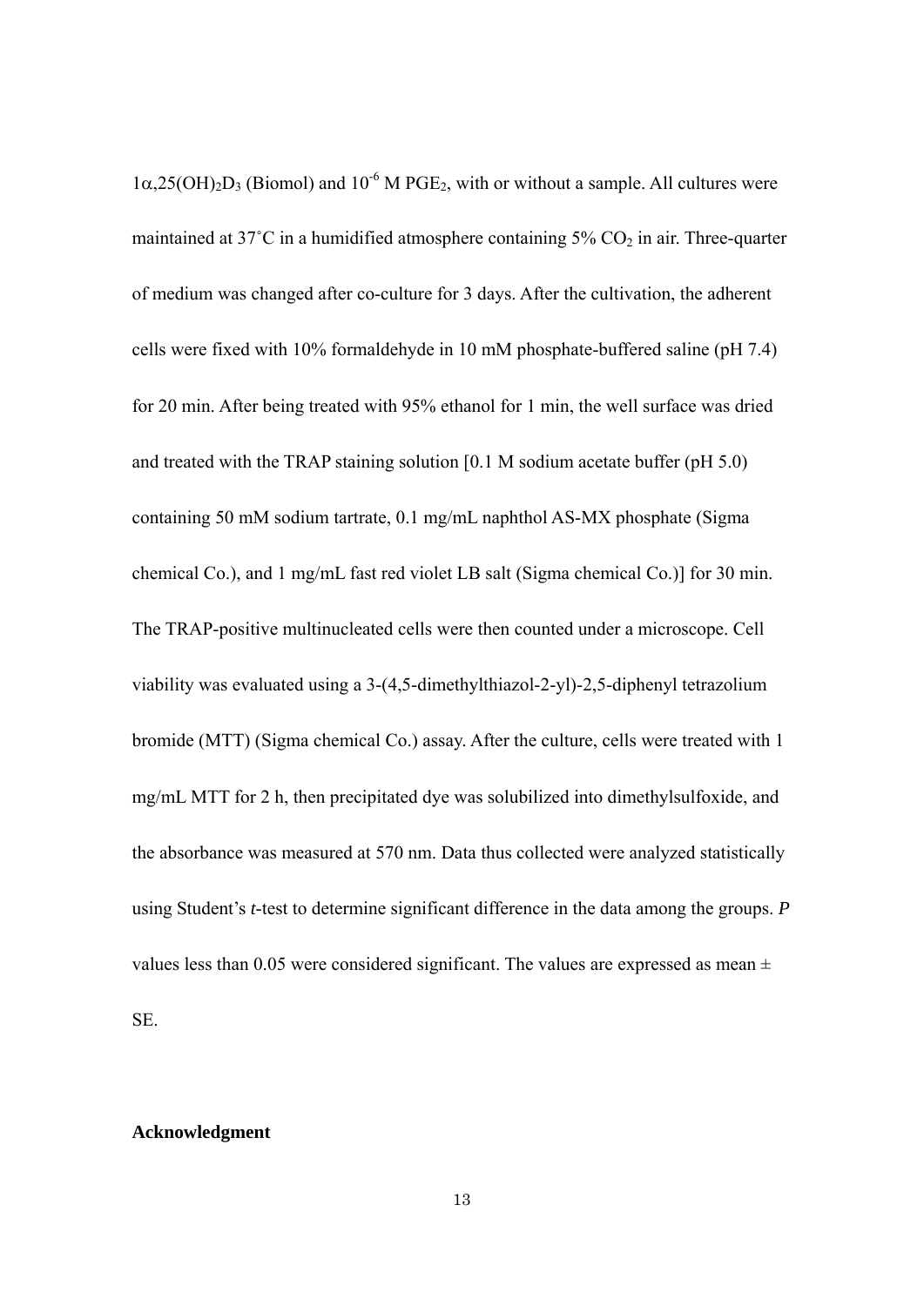$1\alpha$,$25(OH)_2D_3$ (Biomol) and $10^{-6}$ M $PGE_2$, with or without a sample. All cultures were maintained at 37˚C in a humidified atmosphere containing 5% $CO_2$ in air. Three-quarter of medium was changed after co-culture for 3 days. After the cultivation, the adherent cells were fixed with 10% formaldehyde in 10 mM phosphate-buffered saline (pH 7.4) for 20 min. After being treated with 95% ethanol for 1 min, the well surface was dried and treated with the TRAP staining solution [0.1 M sodium acetate buffer (pH 5.0) containing 50 mM sodium tartrate, 0.1 mg/mL naphthol AS-MX phosphate (Sigma chemical Co.), and 1 mg/mL fast red violet LB salt (Sigma chemical Co.)] for 30 min. The TRAP-positive multinucleated cells were then counted under a microscope. Cell viability was evaluated using a 3-(4,5-dimethylthiazol-2-yl)-2,5-diphenyl tetrazolium bromide (MTT) (Sigma chemical Co.) assay. After the culture, cells were treated with 1 mg/mL MTT for 2 h, then precipitated dye was solubilized into dimethylsulfoxide, and the absorbance was measured at 570 nm. Data thus collected were analyzed statistically using Student's *t*-test to determine significant difference in the data among the groups. *P* values less than 0.05 were considered significant. The values are expressed as mean ± SE.

**Acknowledgment**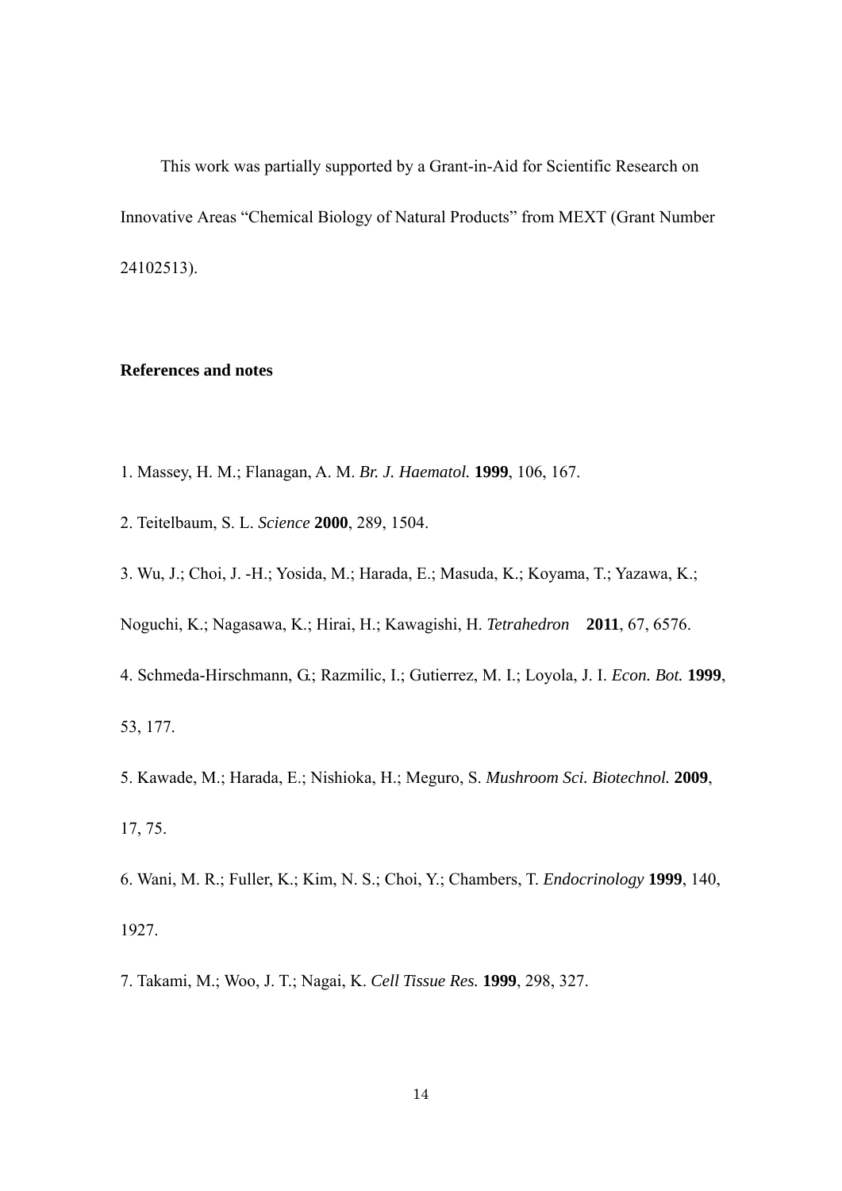This work was partially supported by a Grant-in-Aid for Scientific Research on Innovative Areas “Chemical Biology of Natural Products” from MEXT (Grant Number 24102513).

**References and notes**

1. Massey, H. M.; Flanagan, A. M. *Br. J. Haematol.* **1999**, 106, 167.

2. Teitelbaum, S. L. *Science* **2000**, 289, 1504.

3. Wu, J.; Choi, J. -H.; Yosida, M.; Harada, E.; Masuda, K.; Koyama, T.; Yazawa, K.; Noguchi, K.; Nagasawa, K.; Hirai, H.; Kawagishi, H. *Tetrahedron* **2011**, 67, 6576.

4. Schmeda-Hirschmann, G.; Razmilic, I.; Gutierrez, M. I.; Loyola, J. I. *Econ. Bot.* **1999**, 53, 177.

5. Kawade, M.; Harada, E.; Nishioka, H.; Meguro, S. *Mushroom Sci. Biotechnol.* **2009**, 17, 75.

6. Wani, M. R.; Fuller, K.; Kim, N. S.; Choi, Y.; Chambers, T. *Endocrinology* **1999**, 140, 1927.

7. Takami, M.; Woo, J. T.; Nagai, K. *Cell Tissue Res.* **1999**, 298, 327.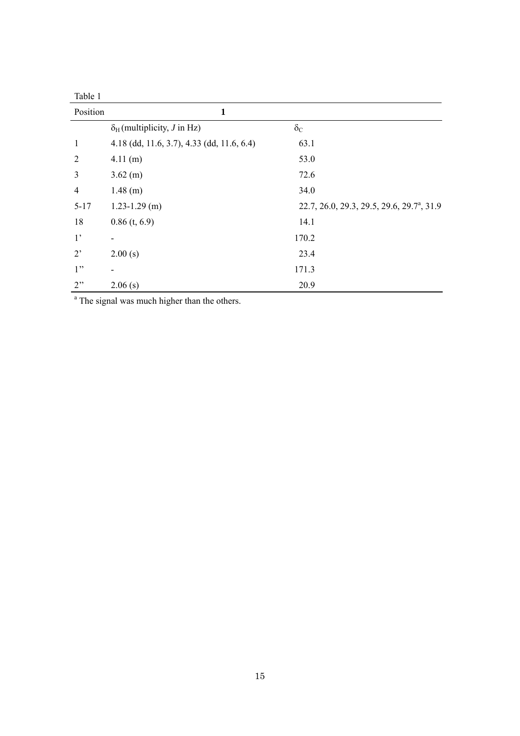Table 1

| Position | **1** | |
|---|---|---|
| | $\delta_H$ (multiplicity, *J* in Hz) | $\delta_C$ |
| 1 | 4.18 (dd, 11.6, 3.7), 4.33 (dd, 11.6, 6.4) | 63.1 |
| 2 | 4.11 (m) | 53.0 |
| 3 | 3.62 (m) | 72.6 |
| 4 | 1.48 (m) | 34.0 |
| 5-17 | 1.23-1.29 (m) | 22.7, 26.0, 29.3, 29.5, 29.6, 29.7[a], 31.9 |
| 18 | 0.86 (t, 6.9) | 14.1 |
| 1' | - | 170.2 |
| 2' | 2.00 (s) | 23.4 |
| 1'' | - | 171.3 |
| 2'' | 2.06 (s) | 20.9 |

[a] The signal was much higher than the others.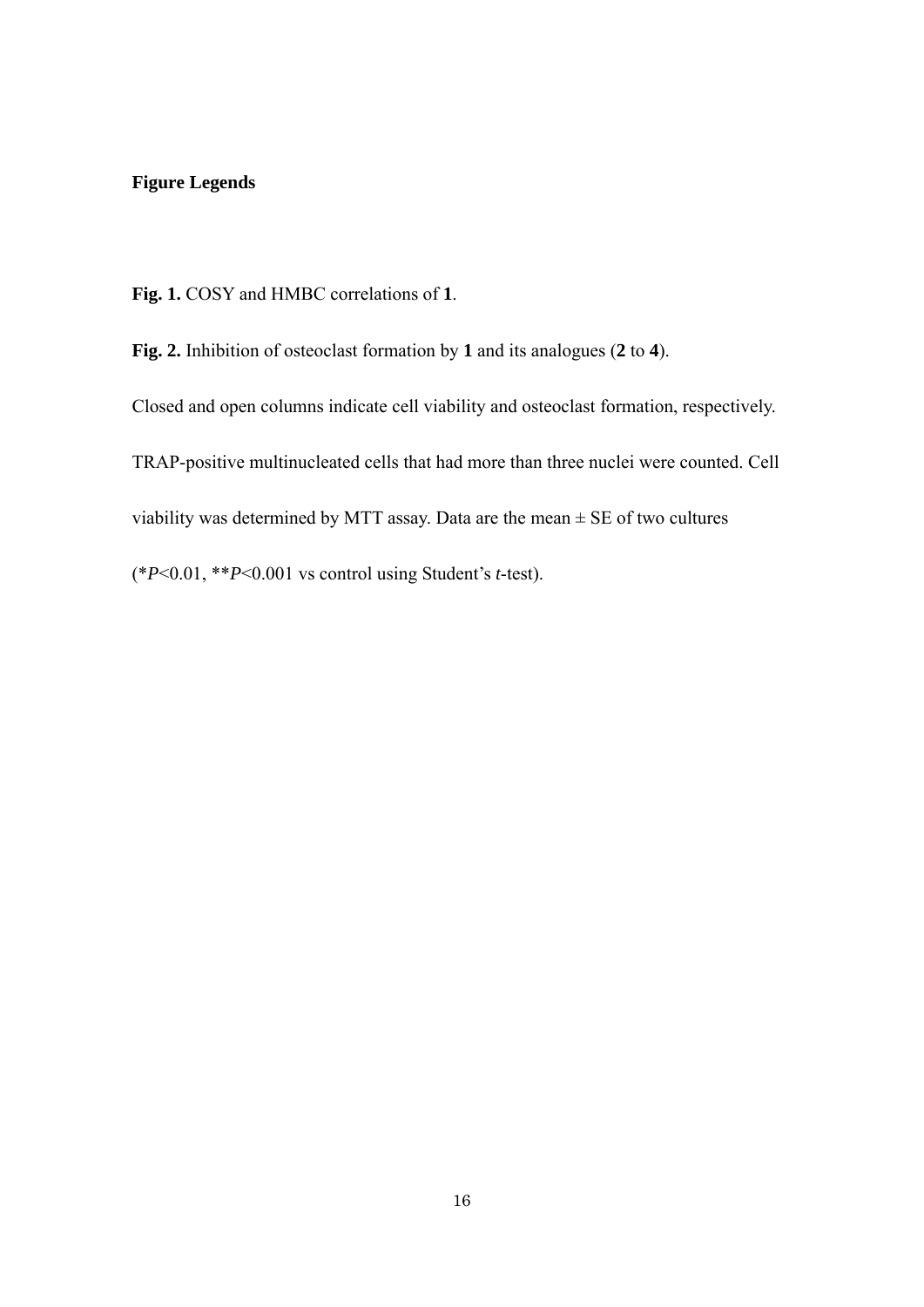# Figure Legends

**Fig. 1.** COSY and HMBC correlations of **1**.

**Fig. 2.** Inhibition of osteoclast formation by **1** and its analogues (**2** to **4**).

Closed and open columns indicate cell viability and osteoclast formation, respectively. TRAP-positive multinucleated cells that had more than three nuclei were counted. Cell viability was determined by MTT assay. Data are the mean ± SE of two cultures (\*$P$<0.01, \*\*$P$<0.001 vs control using Student's $t$-test).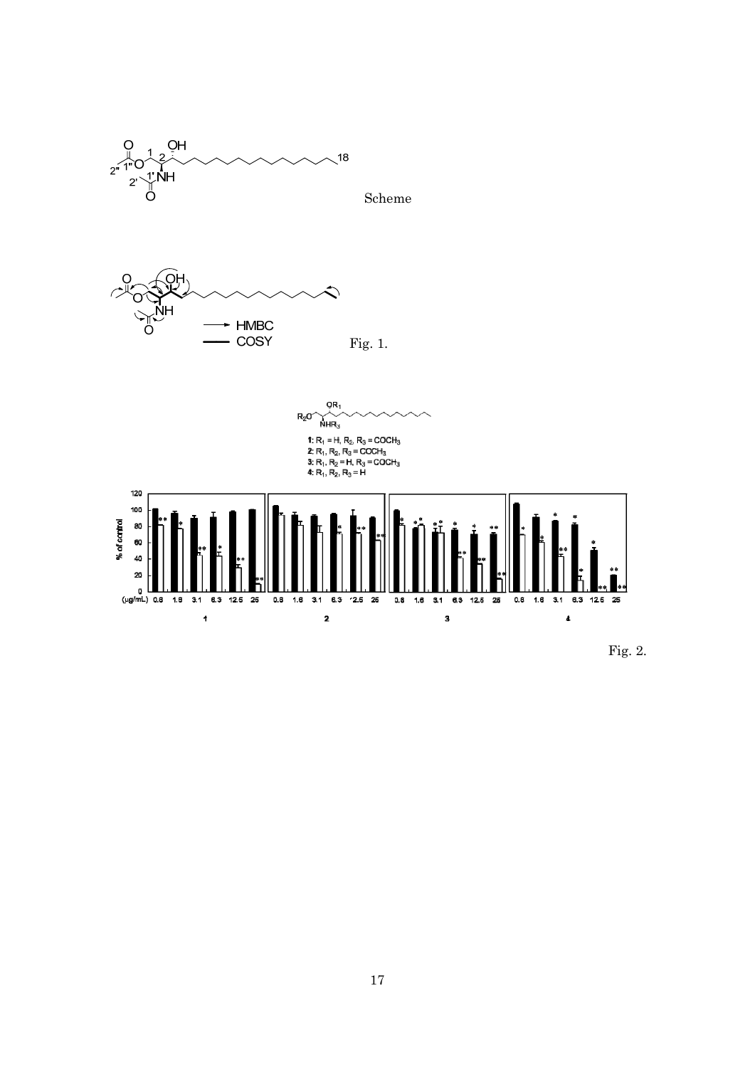O
1
OH
2
18
2" 1" O
2' 1' NH
O

Scheme

O
OH
O
NH
O
HMBC
COSY

Fig. 1.

OR1
R2O
NHR3

1: $R_1$ = H, $R_2$, $R_3$ = $COCH_3$
2: $R_1$, $R_2$, $R_3$ = $COCH_3$
3: $R_1$, $R_2$ = H, $R_3$ = $COCH_3$
4: $R_1$, $R_2$, $R_3$ = H

% of control
120
100
80
60
40
20
0
(μg/mL) 0.8 1.6 3.1 6.3 12.5 25
1
2
3
4

Fig. 2.